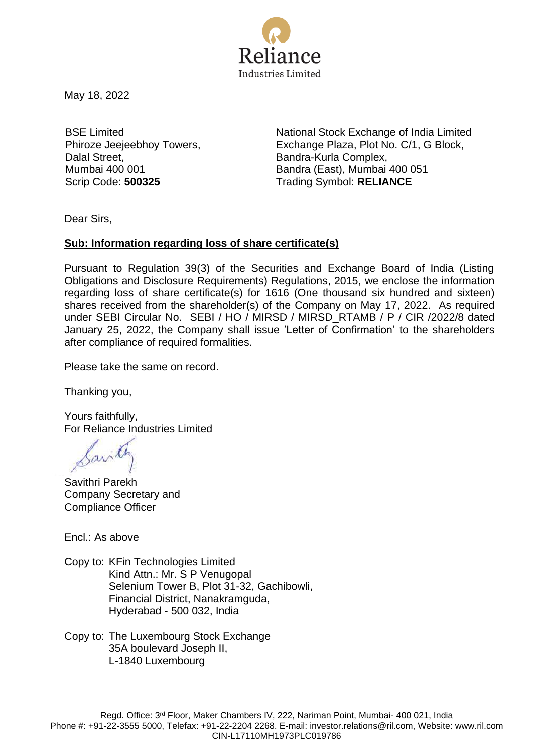Reliance Industries Limited

May 18, 2022

BSE Limited
Phiroze Jeejeebhoy Towers,
Dalal Street,
Mumbai 400 001
Scrip Code: **500325**

National Stock Exchange of India Limited
Exchange Plaza, Plot No. C/1, G Block,
Bandra-Kurla Complex,
Bandra (East), Mumbai 400 051
Trading Symbol: **RELIANCE**

Dear Sirs,

**Sub: Information regarding loss of share certificate(s)**

Pursuant to Regulation 39(3) of the Securities and Exchange Board of India (Listing Obligations and Disclosure Requirements) Regulations, 2015, we enclose the information regarding loss of share certificate(s) for 1616 (One thousand six hundred and sixteen) shares received from the shareholder(s) of the Company on May 17, 2022. As required under SEBI Circular No. SEBI / HO / MIRSD / MIRSD_RTAMB / P / CIR /2022/8 dated January 25, 2022, the Company shall issue 'Letter of Confirmation' to the shareholders after compliance of required formalities.

Please take the same on record.

Thanking you,

Yours faithfully,
For Reliance Industries Limited

Savithri Parekh
Company Secretary and
Compliance Officer

Encl.: As above

Copy to: KFin Technologies Limited
Kind Attn.: Mr. S P Venugopal
Selenium Tower B, Plot 31-32, Gachibowli,
Financial District, Nanakramguda,
Hyderabad - 500 032, India

Copy to: The Luxembourg Stock Exchange
35A boulevard Joseph II,
L-1840 Luxembourg

Regd. Office: 3rd Floor, Maker Chambers IV, 222, Nariman Point, Mumbai- 400 021, India
Phone #: +91-22-3555 5000, Telefax: +91-22-2204 2268. E-mail: investor.relations@ril.com, Website: www.ril.com
CIN-L17110MH1973PLC019786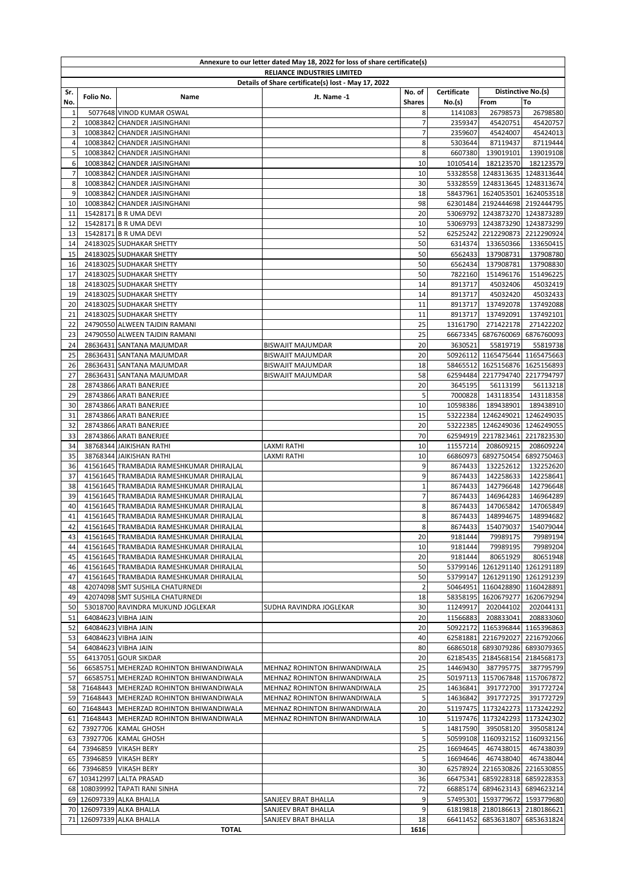**Annexure to our letter dated May 18, 2022 for loss of share certificate(s)**

**RELIANCE INDUSTRIES LIMITED**

**Details of Share certificate(s) lost - May 17, 2022**

| Sr. No. | Folio No. | Name | Jt. Name -1 | No. of Shares | Certificate No.(s) | Distinctive No.(s) From | Distinctive No.(s) To |
|---|---|---|---|---|---|---|---|
| 1 | 5077648 | VINOD KUMAR OSWAL | | 8 | 1141083 | 26798573 | 26798580 |
| 2 | 10083842 | CHANDER JAISINGHANI | | 7 | 2359347 | 45420751 | 45420757 |
| 3 | 10083842 | CHANDER JAISINGHANI | | 7 | 2359607 | 45424007 | 45424013 |
| 4 | 10083842 | CHANDER JAISINGHANI | | 8 | 5303644 | 87119437 | 87119444 |
| 5 | 10083842 | CHANDER JAISINGHANI | | 8 | 6607380 | 139019101 | 139019108 |
| 6 | 10083842 | CHANDER JAISINGHANI | | 10 | 10105414 | 182123570 | 182123579 |
| 7 | 10083842 | CHANDER JAISINGHANI | | 10 | 53328558 | 1248313635 | 1248313644 |
| 8 | 10083842 | CHANDER JAISINGHANI | | 30 | 53328559 | 1248313645 | 1248313674 |
| 9 | 10083842 | CHANDER JAISINGHANI | | 18 | 58437961 | 1624053501 | 1624053518 |
| 10 | 10083842 | CHANDER JAISINGHANI | | 98 | 62301484 | 2192444698 | 2192444795 |
| 11 | 15428171 | B R UMA DEVI | | 20 | 53069792 | 1243873270 | 1243873289 |
| 12 | 15428171 | B R UMA DEVI | | 10 | 53069793 | 1243873290 | 1243873299 |
| 13 | 15428171 | B R UMA DEVI | | 52 | 62525242 | 2212290873 | 2212290924 |
| 14 | 24183025 | SUDHAKAR SHETTY | | 50 | 6314374 | 133650366 | 133650415 |
| 15 | 24183025 | SUDHAKAR SHETTY | | 50 | 6562433 | 137908731 | 137908780 |
| 16 | 24183025 | SUDHAKAR SHETTY | | 50 | 6562434 | 137908781 | 137908830 |
| 17 | 24183025 | SUDHAKAR SHETTY | | 50 | 7822160 | 151496176 | 151496225 |
| 18 | 24183025 | SUDHAKAR SHETTY | | 14 | 8913717 | 45032406 | 45032419 |
| 19 | 24183025 | SUDHAKAR SHETTY | | 14 | 8913717 | 45032420 | 45032433 |
| 20 | 24183025 | SUDHAKAR SHETTY | | 11 | 8913717 | 137492078 | 137492088 |
| 21 | 24183025 | SUDHAKAR SHETTY | | 11 | 8913717 | 137492091 | 137492101 |
| 22 | 24790550 | ALWEEN TAJDIN RAMANI | | 25 | 13161790 | 271422178 | 271422202 |
| 23 | 24790550 | ALWEEN TAJDIN RAMANI | | 25 | 66673345 | 6876760069 | 6876760093 |
| 24 | 28636431 | SANTANA MAJUMDAR | BISWAJIT MAJUMDAR | 20 | 3630521 | 55819719 | 55819738 |
| 25 | 28636431 | SANTANA MAJUMDAR | BISWAJIT MAJUMDAR | 20 | 50926112 | 1165475644 | 1165475663 |
| 26 | 28636431 | SANTANA MAJUMDAR | BISWAJIT MAJUMDAR | 18 | 58465512 | 1625156876 | 1625156893 |
| 27 | 28636431 | SANTANA MAJUMDAR | BISWAJIT MAJUMDAR | 58 | 62594484 | 2217794740 | 2217794797 |
| 28 | 28743866 | ARATI BANERJEE | | 20 | 3645195 | 56113199 | 56113218 |
| 29 | 28743866 | ARATI BANERJEE | | 5 | 7000828 | 143118354 | 143118358 |
| 30 | 28743866 | ARATI BANERJEE | | 10 | 10598386 | 189438901 | 189438910 |
| 31 | 28743866 | ARATI BANERJEE | | 15 | 53222384 | 1246249021 | 1246249035 |
| 32 | 28743866 | ARATI BANERJEE | | 20 | 53222385 | 1246249036 | 1246249055 |
| 33 | 28743866 | ARATI BANERJEE | | 70 | 62594919 | 2217823461 | 2217823530 |
| 34 | 38768344 | JAIKISHAN RATHI | LAXMI RATHI | 10 | 11557214 | 208609215 | 208609224 |
| 35 | 38768344 | JAIKISHAN RATHI | LAXMI RATHI | 10 | 66860973 | 6892750454 | 6892750463 |
| 36 | 41561645 | TRAMBADIA RAMESHKUMAR DHIRAJLAL | | 9 | 8674433 | 132252612 | 132252620 |
| 37 | 41561645 | TRAMBADIA RAMESHKUMAR DHIRAJLAL | | 9 | 8674433 | 142258633 | 142258641 |
| 38 | 41561645 | TRAMBADIA RAMESHKUMAR DHIRAJLAL | | 1 | 8674433 | 142796648 | 142796648 |
| 39 | 41561645 | TRAMBADIA RAMESHKUMAR DHIRAJLAL | | 7 | 8674433 | 146964283 | 146964289 |
| 40 | 41561645 | TRAMBADIA RAMESHKUMAR DHIRAJLAL | | 8 | 8674433 | 147065842 | 147065849 |
| 41 | 41561645 | TRAMBADIA RAMESHKUMAR DHIRAJLAL | | 8 | 8674433 | 148994675 | 148994682 |
| 42 | 41561645 | TRAMBADIA RAMESHKUMAR DHIRAJLAL | | 8 | 8674433 | 154079037 | 154079044 |
| 43 | 41561645 | TRAMBADIA RAMESHKUMAR DHIRAJLAL | | 20 | 9181444 | 79989175 | 79989194 |
| 44 | 41561645 | TRAMBADIA RAMESHKUMAR DHIRAJLAL | | 10 | 9181444 | 79989195 | 79989204 |
| 45 | 41561645 | TRAMBADIA RAMESHKUMAR DHIRAJLAL | | 20 | 9181444 | 80651929 | 80651948 |
| 46 | 41561645 | TRAMBADIA RAMESHKUMAR DHIRAJLAL | | 50 | 53799146 | 1261291140 | 1261291189 |
| 47 | 41561645 | TRAMBADIA RAMESHKUMAR DHIRAJLAL | | 50 | 53799147 | 1261291190 | 1261291239 |
| 48 | 42074098 | SMT SUSHILA CHATURNEDI | | 2 | 50464951 | 1160428890 | 1160428891 |
| 49 | 42074098 | SMT SUSHILA CHATURNEDI | | 18 | 58358195 | 1620679277 | 1620679294 |
| 50 | 53018700 | RAVINDRA MUKUND JOGLEKAR | SUDHA RAVINDRA JOGLEKAR | 30 | 11249917 | 202044102 | 202044131 |
| 51 | 64084623 | VIBHA JAIN | | 20 | 11566883 | 208833041 | 208833060 |
| 52 | 64084623 | VIBHA JAIN | | 20 | 50922172 | 1165396844 | 1165396863 |
| 53 | 64084623 | VIBHA JAIN | | 40 | 62581881 | 2216792027 | 2216792066 |
| 54 | 64084623 | VIBHA JAIN | | 80 | 66865018 | 6893079286 | 6893079365 |
| 55 | 64137051 | GOUR SIKDAR | | 20 | 62185435 | 2184568154 | 2184568173 |
| 56 | 66585751 | MEHERZAD ROHINTON BHIWANDIWALA | MEHNAZ ROHINTON BHIWANDIWALA | 25 | 14469430 | 387795775 | 387795799 |
| 57 | 66585751 | MEHERZAD ROHINTON BHIWANDIWALA | MEHNAZ ROHINTON BHIWANDIWALA | 25 | 50197113 | 1157067848 | 1157067872 |
| 58 | 71648443 | MEHERZAD ROHINTON BHIWANDIWALA | MEHNAZ ROHINTON BHIWANDIWALA | 25 | 14636841 | 391772700 | 391772724 |
| 59 | 71648443 | MEHERZAD ROHINTON BHIWANDIWALA | MEHNAZ ROHINTON BHIWANDIWALA | 5 | 14636842 | 391772725 | 391772729 |
| 60 | 71648443 | MEHERZAD ROHINTON BHIWANDIWALA | MEHNAZ ROHINTON BHIWANDIWALA | 20 | 51197475 | 1173242273 | 1173242292 |
| 61 | 71648443 | MEHERZAD ROHINTON BHIWANDIWALA | MEHNAZ ROHINTON BHIWANDIWALA | 10 | 51197476 | 1173242293 | 1173242302 |
| 62 | 73927706 | KAMAL GHOSH | | 5 | 14817590 | 395058120 | 395058124 |
| 63 | 73927706 | KAMAL GHOSH | | 5 | 50599108 | 1160932152 | 1160932156 |
| 64 | 73946859 | VIKASH BERY | | 25 | 16694645 | 467438015 | 467438039 |
| 65 | 73946859 | VIKASH BERY | | 5 | 16694646 | 467438040 | 467438044 |
| 66 | 73946859 | VIKASH BERY | | 30 | 62578924 | 2216530826 | 2216530855 |
| 67 | 103412997 | LALTA PRASAD | | 36 | 66475341 | 6859228318 | 6859228353 |
| 68 | 108039992 | TAPATI RANI SINHA | | 72 | 66885174 | 6894623143 | 6894623214 |
| 69 | 126097339 | ALKA BHALLA | SANJEEV BRAT BHALLA | 9 | 57495301 | 1593779672 | 1593779680 |
| 70 | 126097339 | ALKA BHALLA | SANJEEV BRAT BHALLA | 9 | 61819818 | 2180186613 | 2180186621 |
| 71 | 126097339 | ALKA BHALLA | SANJEEV BRAT BHALLA | 18 | 66411452 | 6853631807 | 6853631824 |
| | | **TOTAL** | | **1616** | | | |